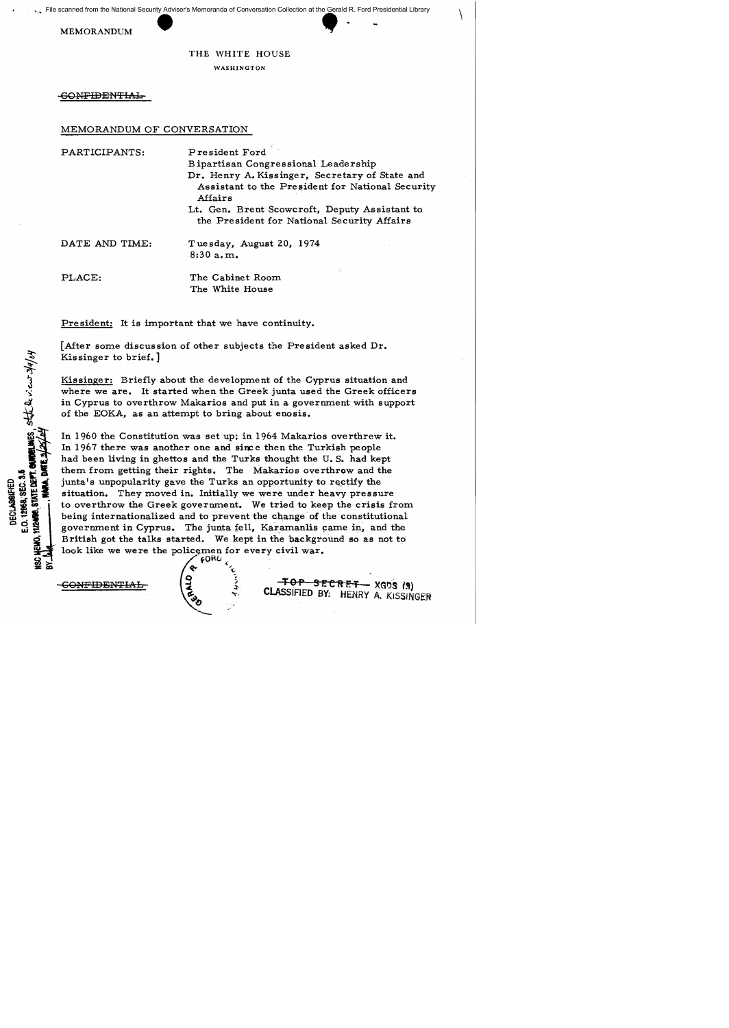File scanned from the National Security Adviser's Memoranda of Conversation Collection at the Gerald R. Ford Presidential Library

MEMORANDUM

THE WHITE HOUSE

WASHINGTON

~~CONFIDENTIAL~~

MEMORANDUM OF CONVERSATION

| | |
|---|---|
| PARTICIPANTS: | President Ford<br>Bipartisan Congressional Leadership<br>Dr. Henry A. Kissinger, Secretary of State and Assistant to the President for National Security Affairs<br>Lt. Gen. Brent Scowcroft, Deputy Assistant to the President for National Security Affairs |
| DATE AND TIME: | Tuesday, August 20, 1974<br>8:30 a.m. |
| PLACE: | The Cabinet Room<br>The White House |

President: It is important that we have continuity.

[After some discussion of other subjects the President asked Dr. Kissinger to brief.]

Kissinger: Briefly about the development of the Cyprus situation and where we are. It started when the Greek junta used the Greek officers in Cyprus to overthrow Makarios and put in a government with support of the EOKA, as an attempt to bring about enosis.

In 1960 the Constitution was set up; in 1964 Makarios overthrew it. In 1967 there was another one and since then the Turkish people had been living in ghettos and the Turks thought the U.S. had kept them from getting their rights. The Makarios overthrow and the junta's unpopularity gave the Turks an opportunity to rectify the situation. They moved in. Initially we were under heavy pressure to overthrow the Greek government. We tried to keep the crisis from being internationalized and to prevent the change of the constitutional government in Cyprus. The junta fell, Karamanlis came in, and the British got the talks started. We kept in the background so as not to look like we were the policemen for every civil war.

DECLASSIFIED
E.O. 12958, SEC. 3.5
NSC MEMO, 11/24/98, STATE DEPT. GUIDELINES, State Review 3/9/04
BY ___, NARA, DATE 3/25/04

~~CONFIDENTIAL~~

~~TOP SECRET~~ XGDS (3)
CLASSIFIED BY: HENRY A. KISSINGER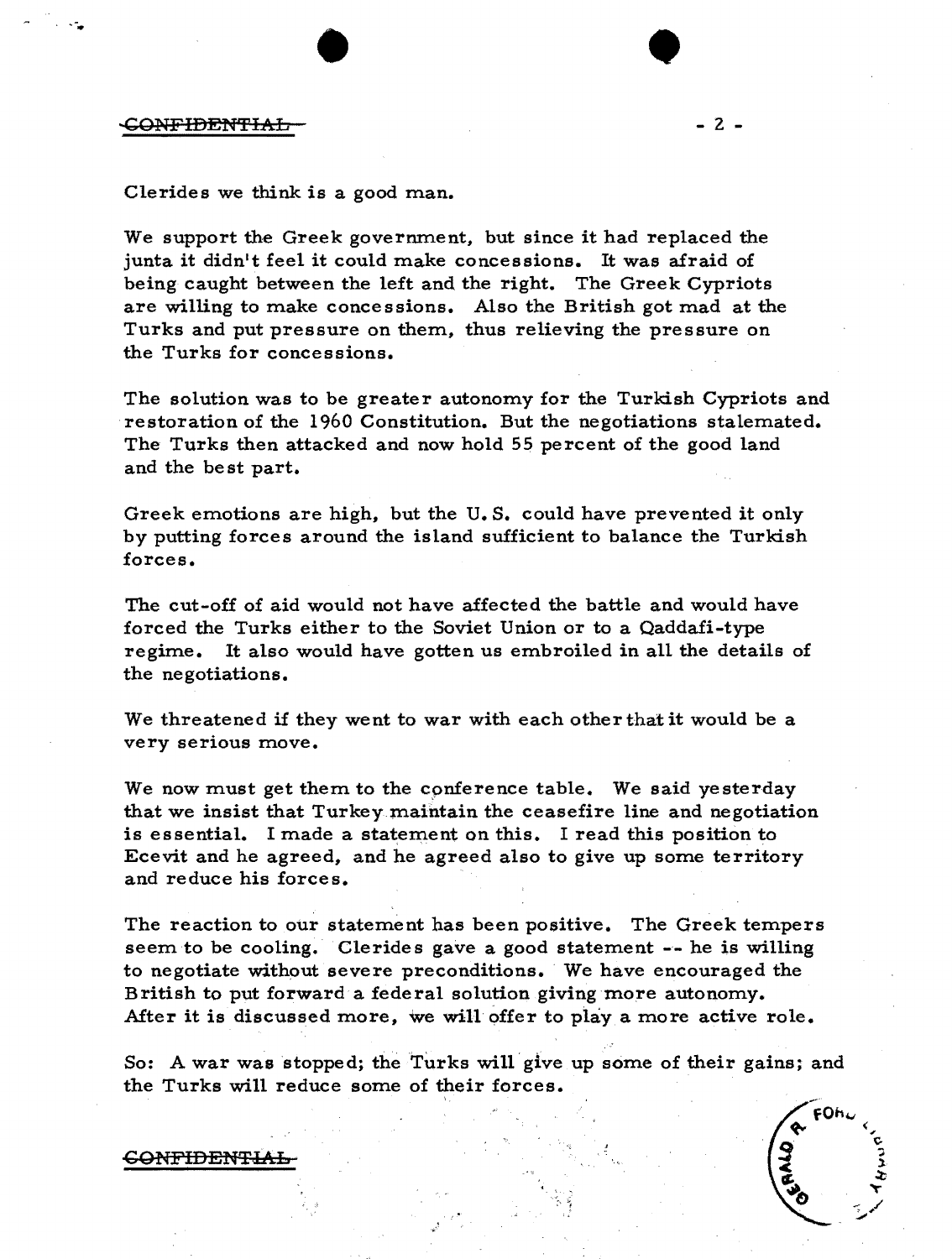Clerides we think is a good man.

We support the Greek government, but since it had replaced the junta it didn't feel it could make concessions. It was afraid of being caught between the left and the right. The Greek Cypriots are willing to make concessions. Also the British got mad at the Turks and put pressure on them, thus relieving the pressure on the Turks for concessions.

The solution was to be greater autonomy for the Turkish Cypriots and restoration of the 1960 Constitution. But the negotiations stalemated. The Turks then attacked and now hold 55 percent of the good land and the best part.

Greek emotions are high, but the U.S. could have prevented it only by putting forces around the island sufficient to balance the Turkish forces.

The cut-off of aid would not have affected the battle and would have forced the Turks either to the Soviet Union or to a Qaddafi-type regime. It also would have gotten us embroiled in all the details of the negotiations.

We threatened if they went to war with each other that it would be a very serious move.

We now must get them to the conference table. We said yesterday that we insist that Turkey maintain the ceasefire line and negotiation is essential. I made a statement on this. I read this position to Ecevit and he agreed, and he agreed also to give up some territory and reduce his forces.

The reaction to our statement has been positive. The Greek tempers seem to be cooling. Clerides gave a good statement -- he is willing to negotiate without severe preconditions. We have encouraged the British to put forward a federal solution giving more autonomy. After it is discussed more, we will offer to play a more active role.

So: A war was stopped; the Turks will give up some of their gains; and the Turks will reduce some of their forces.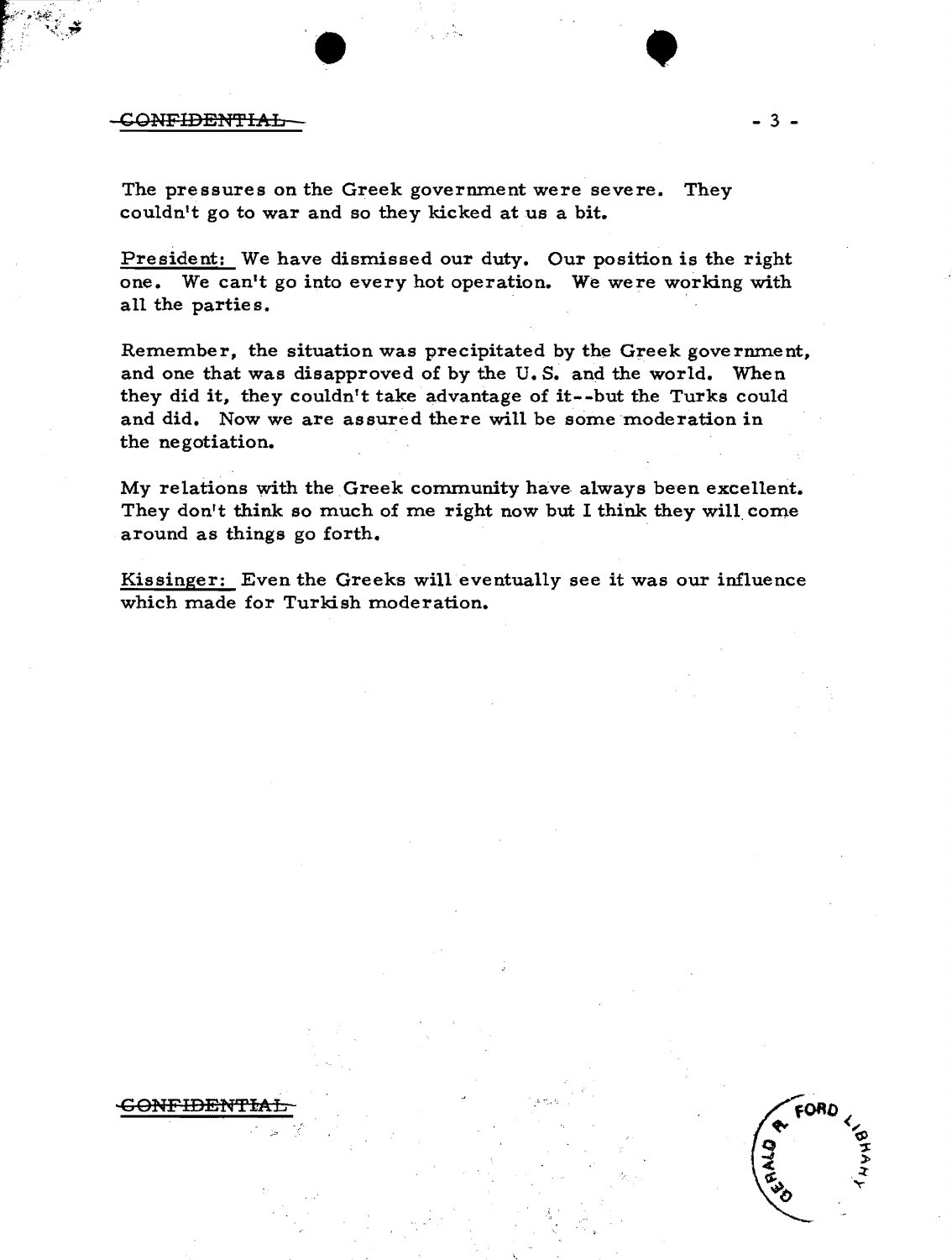The pressures on the Greek government were severe. They couldn't go to war and so they kicked at us a bit.

President: We have dismissed our duty. Our position is the right one. We can't go into every hot operation. We were working with all the parties.

Remember, the situation was precipitated by the Greek government, and one that was disapproved of by the U.S. and the world. When they did it, they couldn't take advantage of it--but the Turks could and did. Now we are assured there will be some moderation in the negotiation.

My relations with the Greek community have always been excellent. They don't think so much of me right now but I think they will come around as things go forth.

Kissinger: Even the Greeks will eventually see it was our influence which made for Turkish moderation.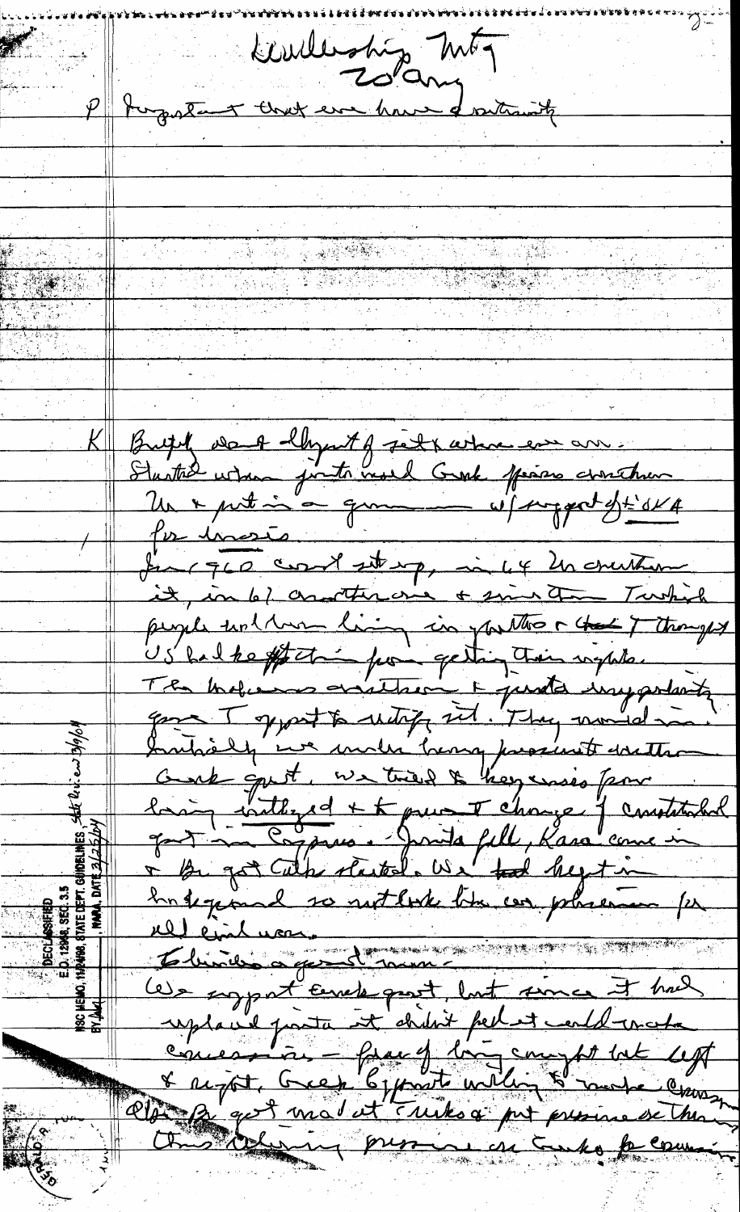Leadership Mtg
20 Aug

P Important that we have a statement

K Briefly don't [illegible] of sit & where we are.
Started when junta moved Greek forces overthrew
Mak & put in a gunman w/ support of EOKA
for enosis.
In 1960 const set up, in 64 Mak overthrew
it, in 67 another one & since then Turkish
people had been living in ghettos & [illegible] I thought
US had kept them from getting their rights.
The Makarios overthrow & junta's unpopularity
gave T opport to rectify sit. They moved in.
Initially we were being pressed to overthrow
Greek govt. We tried to keep crisis from
being widened & to prevent change of constitutional
govt in Cyprus. Junta fell, Kara came in
& Br got talks started. We had kept in
background so not look like an extension for
all evil was.
Ecevit is a good man —
We support Greek govt, but since it had
replaced junta it didn't feel it could make
concessions — fear of being caught bet left
& right. Greek Cypriots willing to make concessions
Also Br got mad at Turks & put pressure on them.
Thus relieving pressure on Greeks for concessions.

DECLASSIFIED
E.O. 12958, SEC. 3.5
NSC MEMO, 11/24/98, STATE DEPT. GUIDELINES, State Review 3/9/04
BY [illegible], NARA, DATE 3/25/04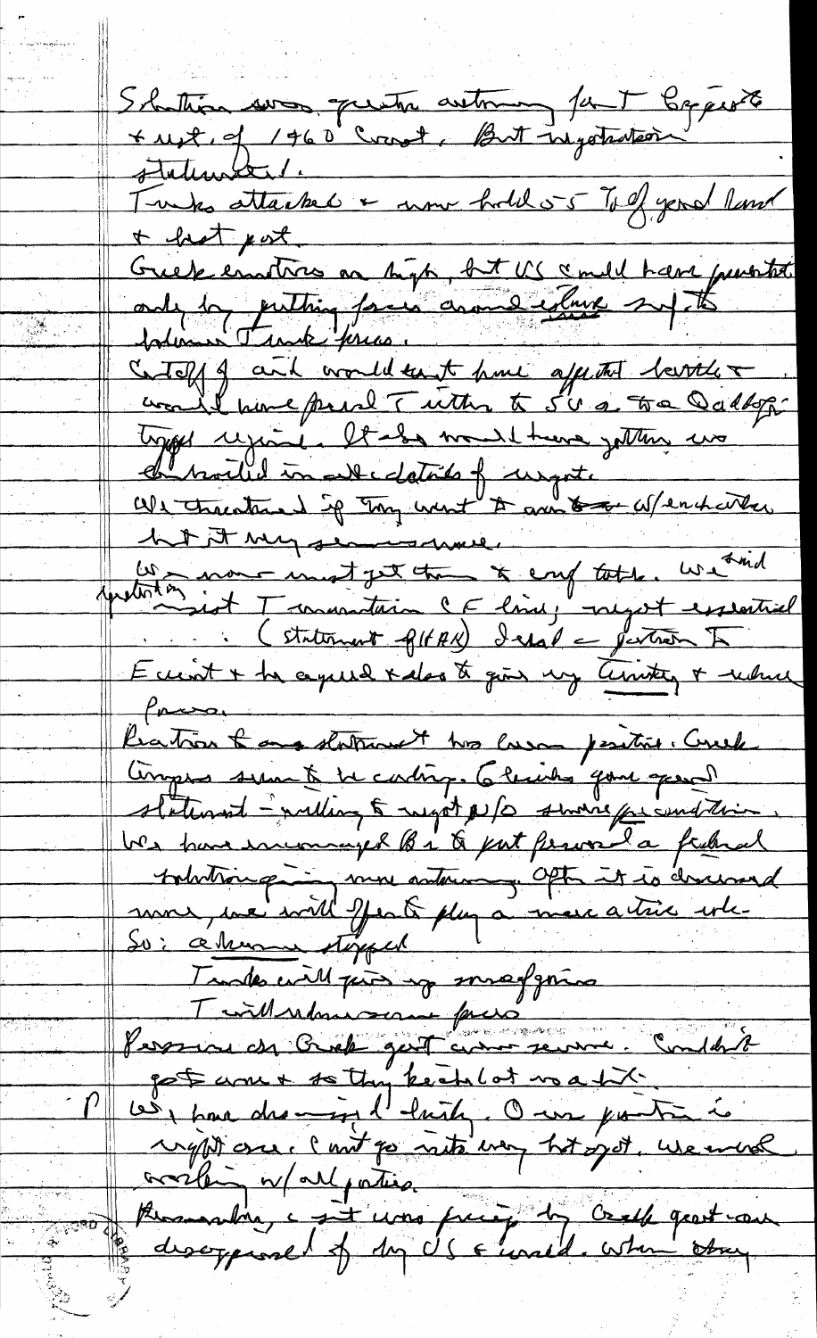Solution was greater autonomy for T [Turkish] Cypriots & restoration of 1960 Const. But negotiations stalemated.

Turks attacked & now hold 35-40% of good land & best port.

Greek emotions are high, but US could have prevented only by putting forces around island superior to Turk forces.

Cutoff of aid would not have affected battle & would have forced T either to SU or to Qaddafi type regime. It also would have gotten us embroiled in all details of negot.

We threatened if they went to arms w/ enc[?] arms but it may seem so now.

We now must get them to conf table. We said yesterday insist T maintain CF lines; negot essential... (Statement of HAK) Ideal — pattern T Ecevit & he agreed & also to give up territory & reduce forces.

Reaction to our statement has been positive. Greek Cypriots seem to be cooling. Clerides gave good statement — willing to negot w/o showing preconditions.

We have encouraged Bi to put forward a federal solution giving more autonomy. After it is discussed more, we will offer to play a more active role.

So: a) hum stopped

T will give up some of gains

T will reduce some forces

Pressure on Greek govt was severe. Couldn't get a word so they kicked out us a bit.

P — We have done well lately. Our position is right one. Can't go into every but spot. We are working w/ all parties.

Humanitarian, a unit was freed by Greek govt — our disapproval of the US & world. When they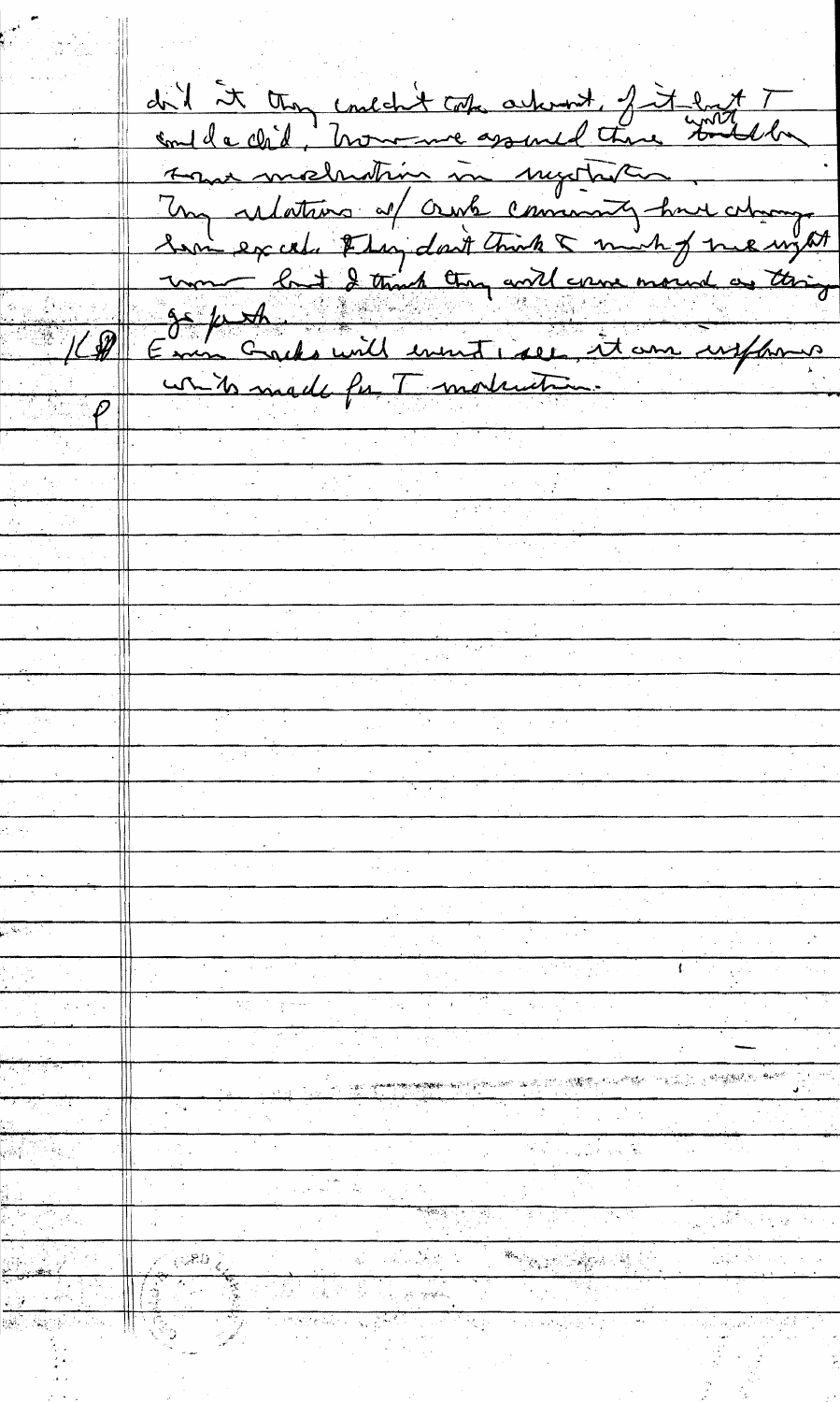did it they couldn't take ahead, if it but T could a did, however we assumed there would be some moderation in negotiation.

My relations w/ Greek community have changed here except they don't think so much of me right now but I think they will come around as things go forth.

KH Even Greeks will want, i see, it an impasse which made for T moderation.

P